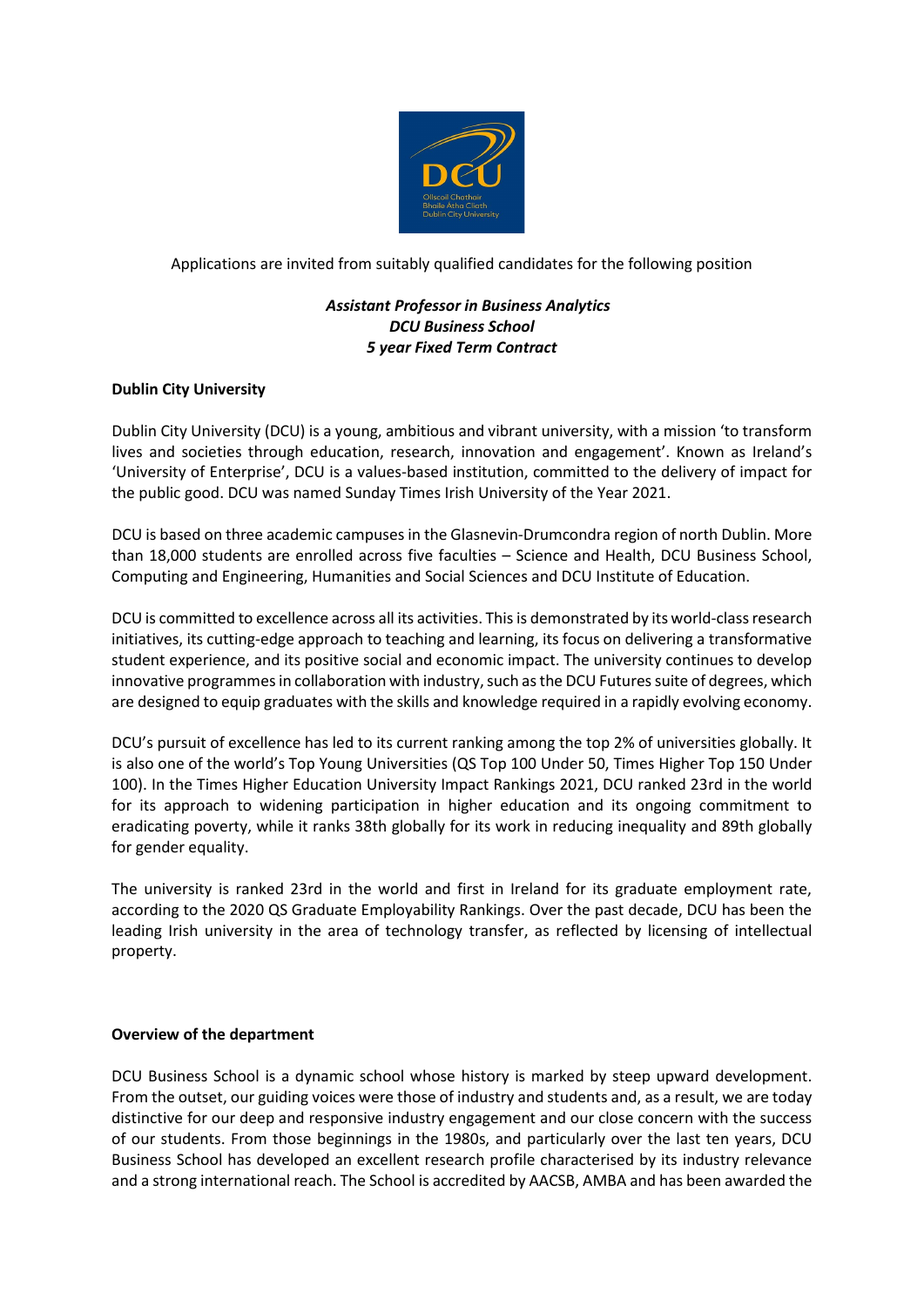Applications are invited from suitably qualified candidates for the following position

***Assistant Professor in Business Analytics***
***DCU Business School***
***5 year Fixed Term Contract***

**Dublin City University**

Dublin City University (DCU) is a young, ambitious and vibrant university, with a mission 'to transform lives and societies through education, research, innovation and engagement'. Known as Ireland's 'University of Enterprise', DCU is a values-based institution, committed to the delivery of impact for the public good. DCU was named Sunday Times Irish University of the Year 2021.

DCU is based on three academic campuses in the Glasnevin-Drumcondra region of north Dublin. More than 18,000 students are enrolled across five faculties – Science and Health, DCU Business School, Computing and Engineering, Humanities and Social Sciences and DCU Institute of Education.

DCU is committed to excellence across all its activities. This is demonstrated by its world-class research initiatives, its cutting-edge approach to teaching and learning, its focus on delivering a transformative student experience, and its positive social and economic impact. The university continues to develop innovative programmes in collaboration with industry, such as the DCU Futures suite of degrees, which are designed to equip graduates with the skills and knowledge required in a rapidly evolving economy.

DCU's pursuit of excellence has led to its current ranking among the top 2% of universities globally. It is also one of the world's Top Young Universities (QS Top 100 Under 50, Times Higher Top 150 Under 100). In the Times Higher Education University Impact Rankings 2021, DCU ranked 23rd in the world for its approach to widening participation in higher education and its ongoing commitment to eradicating poverty, while it ranks 38th globally for its work in reducing inequality and 89th globally for gender equality.

The university is ranked 23rd in the world and first in Ireland for its graduate employment rate, according to the 2020 QS Graduate Employability Rankings. Over the past decade, DCU has been the leading Irish university in the area of technology transfer, as reflected by licensing of intellectual property.

**Overview of the department**

DCU Business School is a dynamic school whose history is marked by steep upward development. From the outset, our guiding voices were those of industry and students and, as a result, we are today distinctive for our deep and responsive industry engagement and our close concern with the success of our students. From those beginnings in the 1980s, and particularly over the last ten years, DCU Business School has developed an excellent research profile characterised by its industry relevance and a strong international reach. The School is accredited by AACSB, AMBA and has been awarded the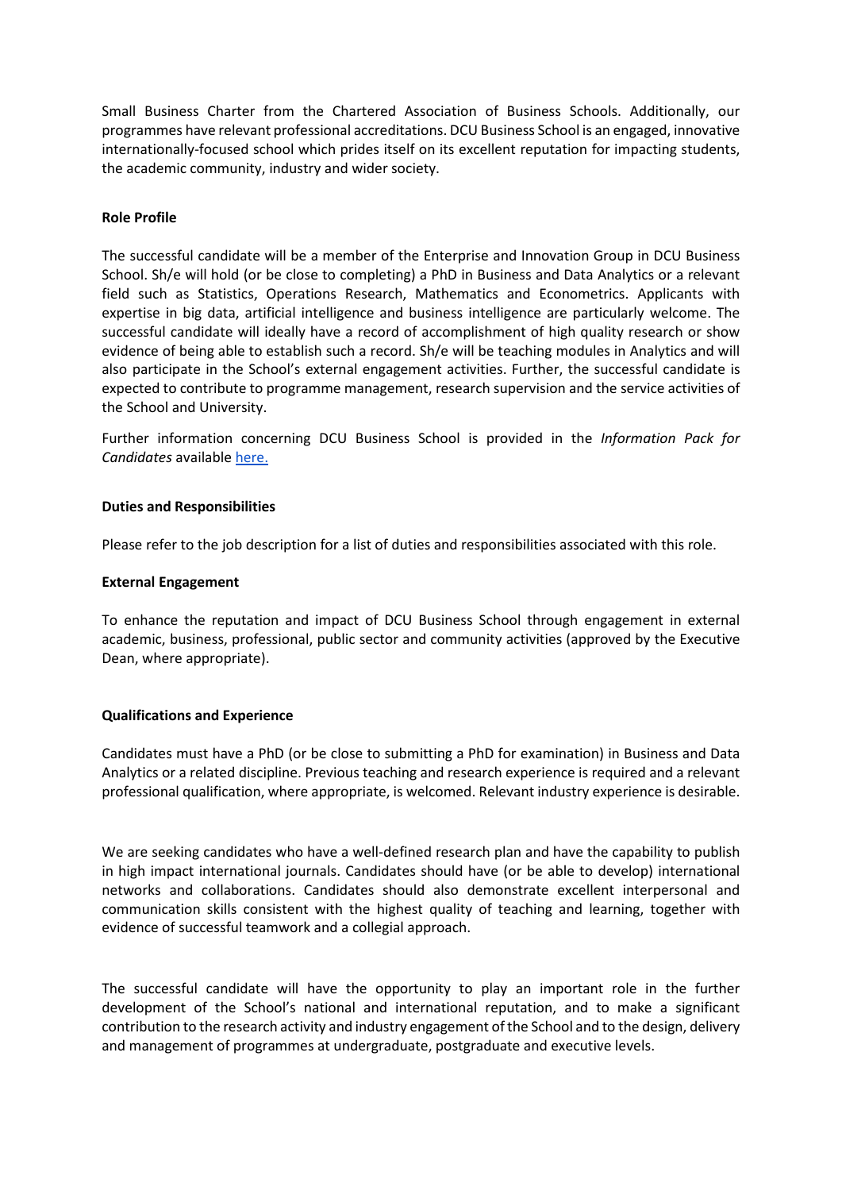Small Business Charter from the Chartered Association of Business Schools. Additionally, our programmes have relevant professional accreditations. DCU Business School is an engaged, innovative internationally-focused school which prides itself on its excellent reputation for impacting students, the academic community, industry and wider society.

**Role Profile**

The successful candidate will be a member of the Enterprise and Innovation Group in DCU Business School. Sh/e will hold (or be close to completing) a PhD in Business and Data Analytics or a relevant field such as Statistics, Operations Research, Mathematics and Econometrics. Applicants with expertise in big data, artificial intelligence and business intelligence are particularly welcome. The successful candidate will ideally have a record of accomplishment of high quality research or show evidence of being able to establish such a record. Sh/e will be teaching modules in Analytics and will also participate in the School's external engagement activities. Further, the successful candidate is expected to contribute to programme management, research supervision and the service activities of the School and University.

Further information concerning DCU Business School is provided in the *Information Pack for Candidates* available here.

**Duties and Responsibilities**

Please refer to the job description for a list of duties and responsibilities associated with this role.

**External Engagement**

To enhance the reputation and impact of DCU Business School through engagement in external academic, business, professional, public sector and community activities (approved by the Executive Dean, where appropriate).

**Qualifications and Experience**

Candidates must have a PhD (or be close to submitting a PhD for examination) in Business and Data Analytics or a related discipline. Previous teaching and research experience is required and a relevant professional qualification, where appropriate, is welcomed. Relevant industry experience is desirable.

We are seeking candidates who have a well-defined research plan and have the capability to publish in high impact international journals. Candidates should have (or be able to develop) international networks and collaborations. Candidates should also demonstrate excellent interpersonal and communication skills consistent with the highest quality of teaching and learning, together with evidence of successful teamwork and a collegial approach.

The successful candidate will have the opportunity to play an important role in the further development of the School's national and international reputation, and to make a significant contribution to the research activity and industry engagement of the School and to the design, delivery and management of programmes at undergraduate, postgraduate and executive levels.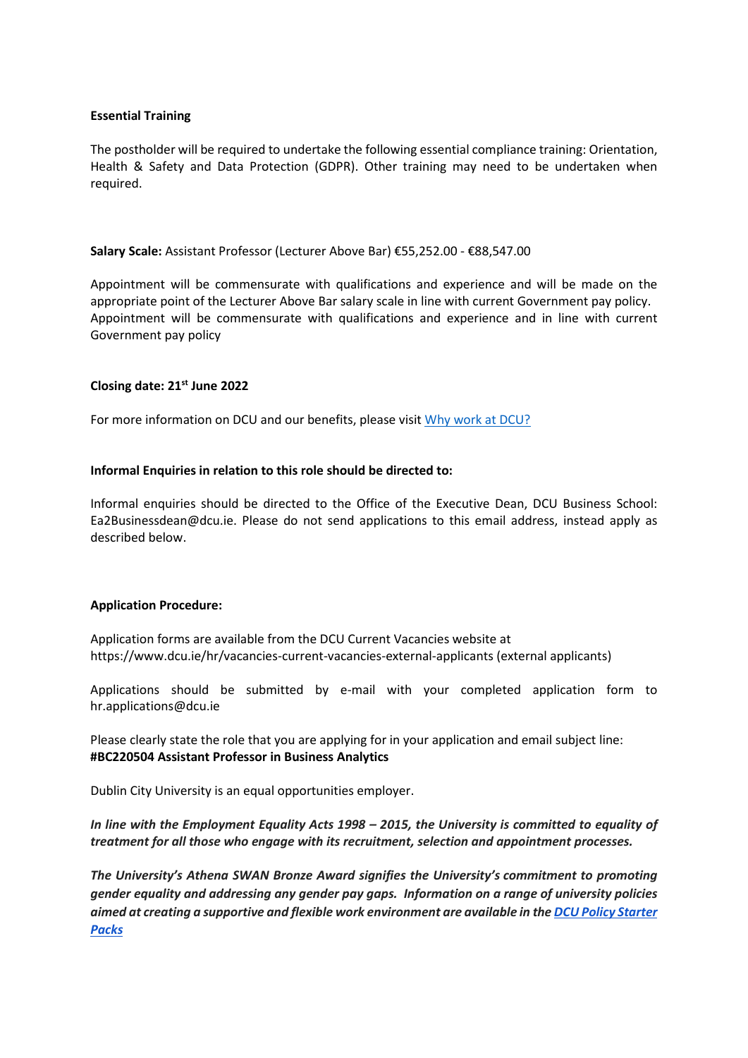**Essential Training**

The postholder will be required to undertake the following essential compliance training: Orientation, Health & Safety and Data Protection (GDPR). Other training may need to be undertaken when required.

**Salary Scale:** Assistant Professor (Lecturer Above Bar) €55,252.00 - €88,547.00

Appointment will be commensurate with qualifications and experience and will be made on the appropriate point of the Lecturer Above Bar salary scale in line with current Government pay policy. Appointment will be commensurate with qualifications and experience and in line with current Government pay policy

**Closing date: 21st June 2022**

For more information on DCU and our benefits, please visit [Why work at DCU?]

**Informal Enquiries in relation to this role should be directed to:**

Informal enquiries should be directed to the Office of the Executive Dean, DCU Business School: Ea2Businessdean@dcu.ie. Please do not send applications to this email address, instead apply as described below.

**Application Procedure:**

Application forms are available from the DCU Current Vacancies website at https://www.dcu.ie/hr/vacancies-current-vacancies-external-applicants (external applicants)

Applications should be submitted by e-mail with your completed application form to hr.applications@dcu.ie

Please clearly state the role that you are applying for in your application and email subject line:
**#BC220504 Assistant Professor in Business Analytics**

Dublin City University is an equal opportunities employer.

***In line with the Employment Equality Acts 1998 – 2015, the University is committed to equality of treatment for all those who engage with its recruitment, selection and appointment processes.***

***The University's Athena SWAN Bronze Award signifies the University's commitment to promoting gender equality and addressing any gender pay gaps. Information on a range of university policies aimed at creating a supportive and flexible work environment are available in the [DCU Policy Starter Packs]***